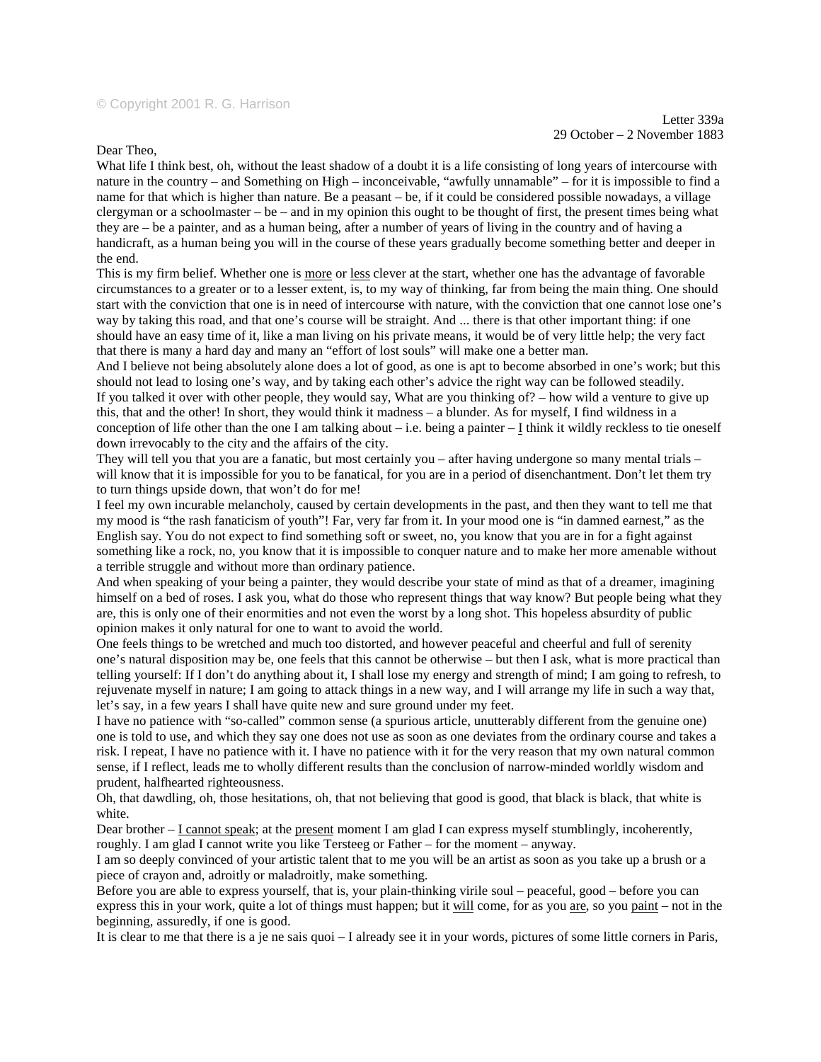© Copyright 2001 R. G. Harrison

Letter 339a
29 October – 2 November 1883

Dear Theo,

What life I think best, oh, without the least shadow of a doubt it is a life consisting of long years of intercourse with nature in the country – and Something on High – inconceivable, "awfully unnamable" – for it is impossible to find a name for that which is higher than nature. Be a peasant – be, if it could be considered possible nowadays, a village clergyman or a schoolmaster – be – and in my opinion this ought to be thought of first, the present times being what they are – be a painter, and as a human being, after a number of years of living in the country and of having a handicraft, as a human being you will in the course of these years gradually become something better and deeper in the end.

This is my firm belief. Whether one is more or less clever at the start, whether one has the advantage of favorable circumstances to a greater or to a lesser extent, is, to my way of thinking, far from being the main thing. One should start with the conviction that one is in need of intercourse with nature, with the conviction that one cannot lose one's way by taking this road, and that one's course will be straight. And ... there is that other important thing: if one should have an easy time of it, like a man living on his private means, it would be of very little help; the very fact that there is many a hard day and many an "effort of lost souls" will make one a better man.

And I believe not being absolutely alone does a lot of good, as one is apt to become absorbed in one's work; but this should not lead to losing one's way, and by taking each other's advice the right way can be followed steadily.

If you talked it over with other people, they would say, What are you thinking of? – how wild a venture to give up this, that and the other! In short, they would think it madness – a blunder. As for myself, I find wildness in a conception of life other than the one I am talking about – i.e. being a painter – I think it wildly reckless to tie oneself down irrevocably to the city and the affairs of the city.

They will tell you that you are a fanatic, but most certainly you – after having undergone so many mental trials – will know that it is impossible for you to be fanatical, for you are in a period of disenchantment. Don't let them try to turn things upside down, that won't do for me!

I feel my own incurable melancholy, caused by certain developments in the past, and then they want to tell me that my mood is "the rash fanaticism of youth"! Far, very far from it. In your mood one is "in damned earnest," as the English say. You do not expect to find something soft or sweet, no, you know that you are in for a fight against something like a rock, no, you know that it is impossible to conquer nature and to make her more amenable without a terrible struggle and without more than ordinary patience.

And when speaking of your being a painter, they would describe your state of mind as that of a dreamer, imagining himself on a bed of roses. I ask you, what do those who represent things that way know? But people being what they are, this is only one of their enormities and not even the worst by a long shot. This hopeless absurdity of public opinion makes it only natural for one to want to avoid the world.

One feels things to be wretched and much too distorted, and however peaceful and cheerful and full of serenity one's natural disposition may be, one feels that this cannot be otherwise – but then I ask, what is more practical than telling yourself: If I don't do anything about it, I shall lose my energy and strength of mind; I am going to refresh, to rejuvenate myself in nature; I am going to attack things in a new way, and I will arrange my life in such a way that, let's say, in a few years I shall have quite new and sure ground under my feet.

I have no patience with "so-called" common sense (a spurious article, unutterably different from the genuine one) one is told to use, and which they say one does not use as soon as one deviates from the ordinary course and takes a risk. I repeat, I have no patience with it. I have no patience with it for the very reason that my own natural common sense, if I reflect, leads me to wholly different results than the conclusion of narrow-minded worldly wisdom and prudent, halfhearted righteousness.

Oh, that dawdling, oh, those hesitations, oh, that not believing that good is good, that black is black, that white is white.

Dear brother – I cannot speak; at the present moment I am glad I can express myself stumblingly, incoherently, roughly. I am glad I cannot write you like Tersteeg or Father – for the moment – anyway.

I am so deeply convinced of your artistic talent that to me you will be an artist as soon as you take up a brush or a piece of crayon and, adroitly or maladroitly, make something.

Before you are able to express yourself, that is, your plain-thinking virile soul – peaceful, good – before you can express this in your work, quite a lot of things must happen; but it will come, for as you are, so you paint – not in the beginning, assuredly, if one is good.

It is clear to me that there is a je ne sais quoi – I already see it in your words, pictures of some little corners in Paris,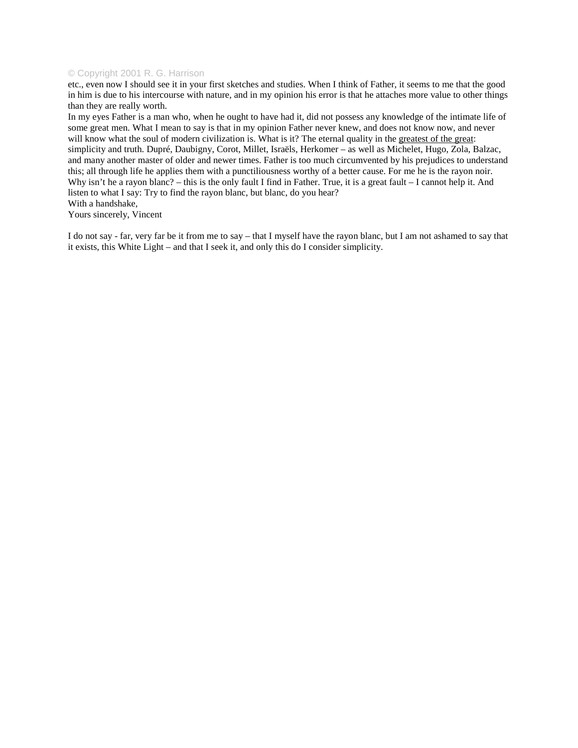© Copyright 2001 R. G. Harrison

etc., even now I should see it in your first sketches and studies. When I think of Father, it seems to me that the good in him is due to his intercourse with nature, and in my opinion his error is that he attaches more value to other things than they are really worth.

In my eyes Father is a man who, when he ought to have had it, did not possess any knowledge of the intimate life of some great men. What I mean to say is that in my opinion Father never knew, and does not know now, and never will know what the soul of modern civilization is. What is it? The eternal quality in the <u>greatest of the great</u>: simplicity and truth. Dupré, Daubigny, Corot, Millet, Israëls, Herkomer – as well as Michelet, Hugo, Zola, Balzac, and many another master of older and newer times. Father is too much circumvented by his prejudices to understand this; all through life he applies them with a punctiliousness worthy of a better cause. For me he is the rayon noir. Why isn't he a rayon blanc? – this is the only fault I find in Father. True, it is a great fault – I cannot help it. And listen to what I say: Try to find the rayon blanc, but blanc, do you hear?

With a handshake,

Yours sincerely, Vincent

I do not say - far, very far be it from me to say – that I myself have the rayon blanc, but I am not ashamed to say that it exists, this White Light – and that I seek it, and only this do I consider simplicity.